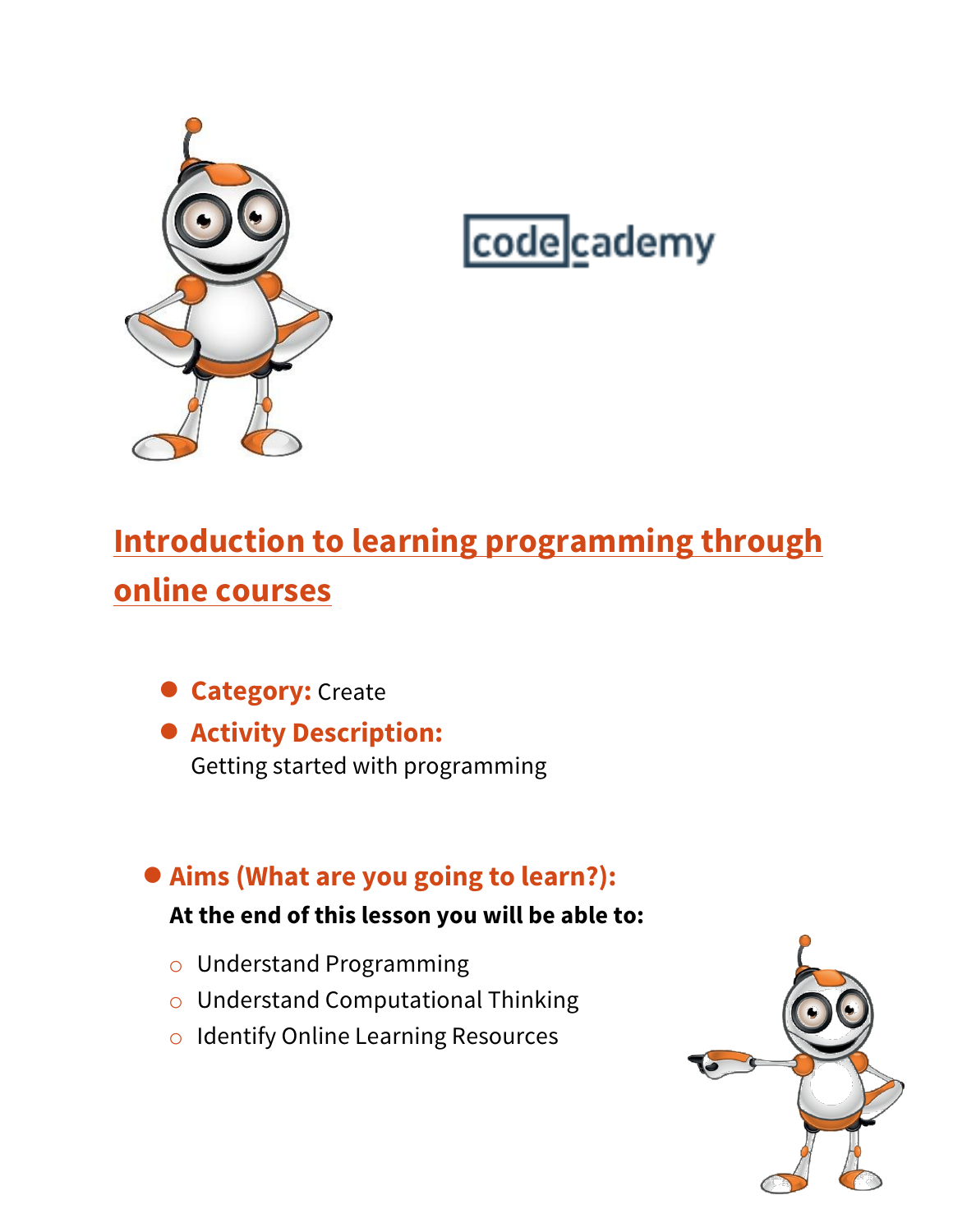# Introduction to learning programming through online courses

- **Category:** Create
- **Activity Description:**
  Getting started with programming

- **Aims (What are you going to learn?):**

  **At the end of this lesson you will be able to:**

  - Understand Programming
  - Understand Computational Thinking
  - Identify Online Learning Resources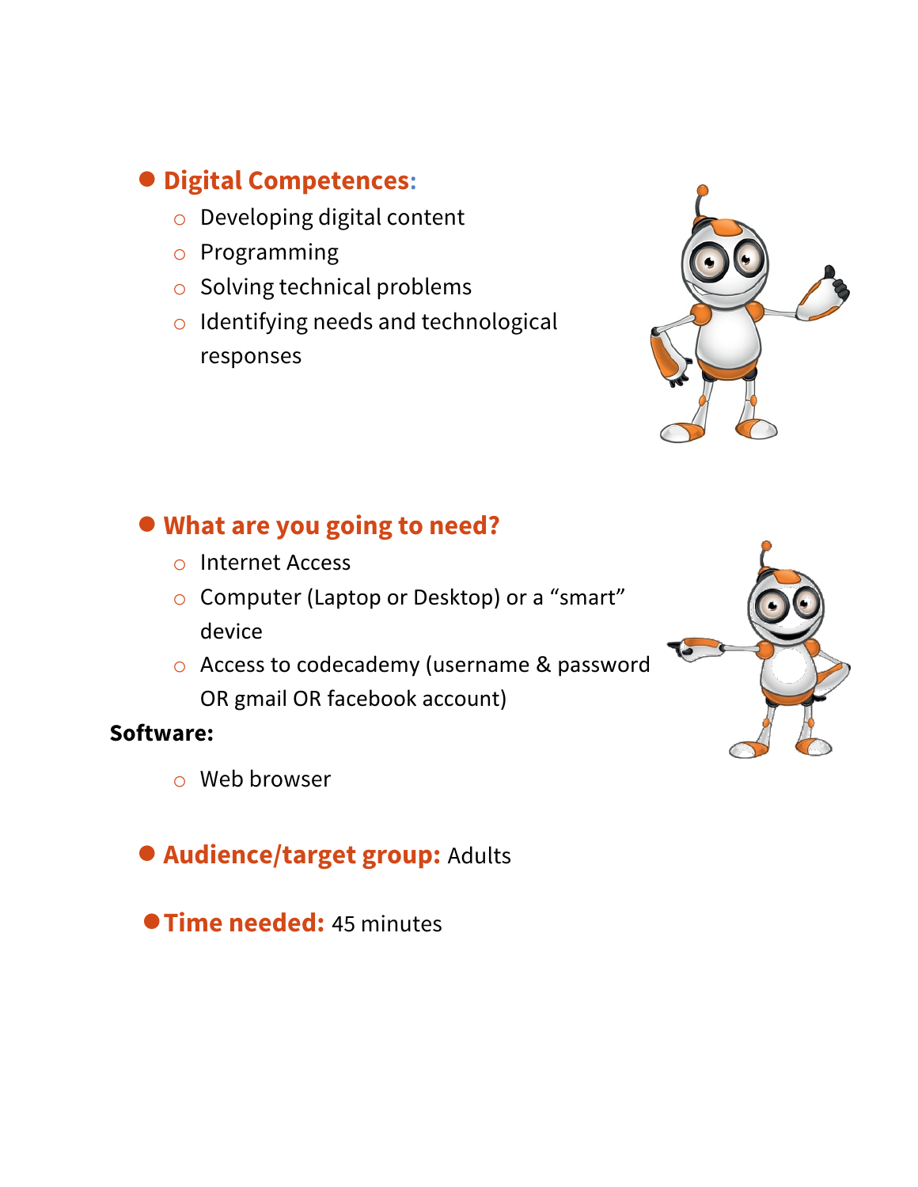- **Digital Competences:**
  - Developing digital content
  - Programming
  - Solving technical problems
  - Identifying needs and technological responses

- **What are you going to need?**
  - Internet Access
  - Computer (Laptop or Desktop) or a "smart" device
  - Access to codecademy (username & password OR gmail OR facebook account)

**Software:**

- Web browser

- **Audience/target group:** Adults

- **Time needed:** 45 minutes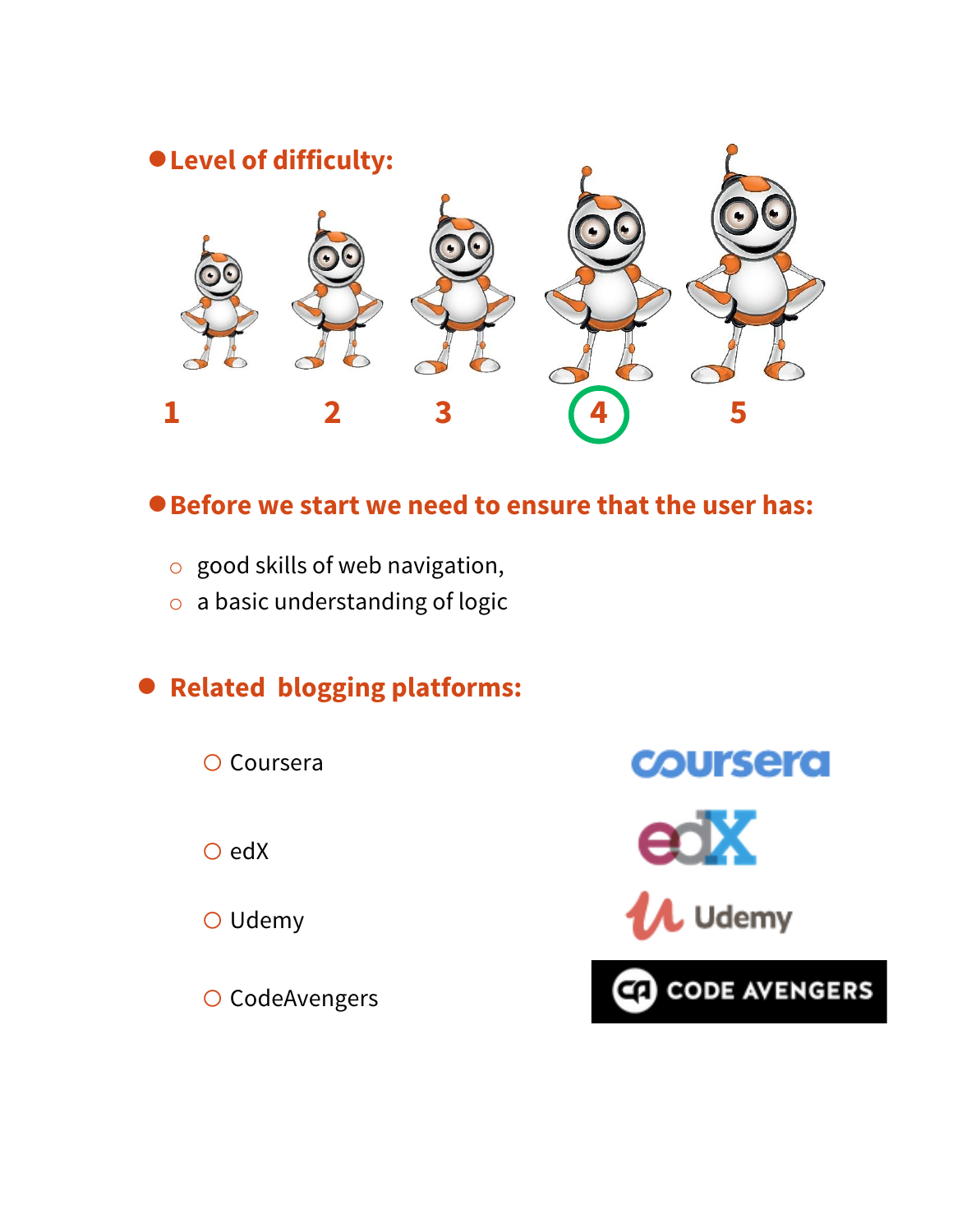- **Level of difficulty:**

1 2 3 4 5

- **Before we start we need to ensure that the user has:**
  - good skills of web navigation,
  - a basic understanding of logic

- **Related blogging platforms:**
  - Coursera
  - edX
  - Udemy
  - CodeAvengers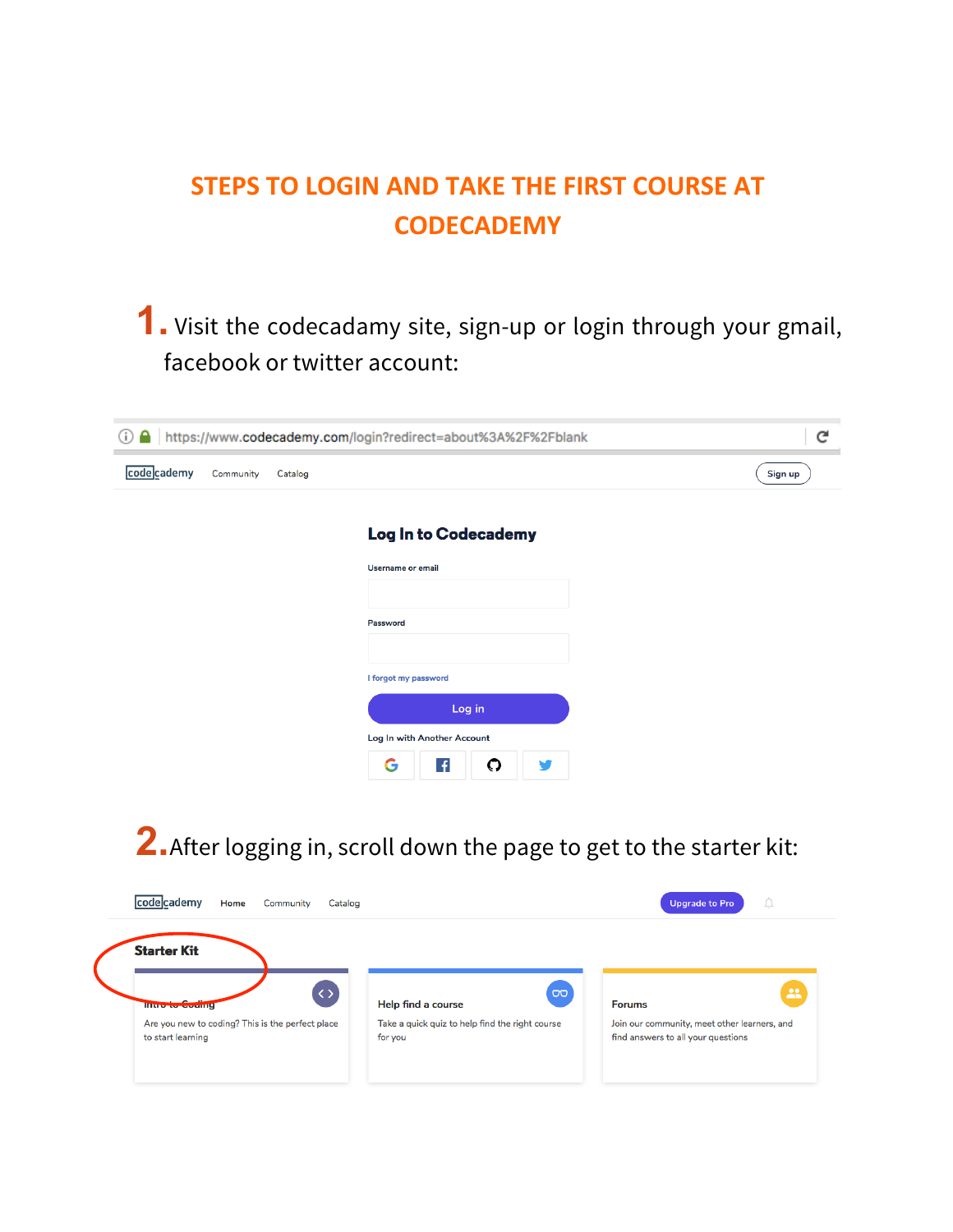# STEPS TO LOGIN AND TAKE THE FIRST COURSE AT CODECADEMY

**1.** Visit the codecadamy site, sign-up or login through your gmail, facebook or twitter account:

https://www.codecademy.com/login?redirect=about%3A%2F%2Fblank

codecademy Community Catalog Sign up

**Log In to Codecademy**

Username or email

Password

I forgot my password

Log in

Log In with Another Account

**2.** After logging in, scroll down the page to get to the starter kit:

codecademy Home Community Catalog Upgrade to Pro

**Starter Kit**

Intro to Coding
Are you new to coding? This is the perfect place to start learning

Help find a course
Take a quick quiz to help find the right course for you

Forums
Join our community, meet other learners, and find answers to all your questions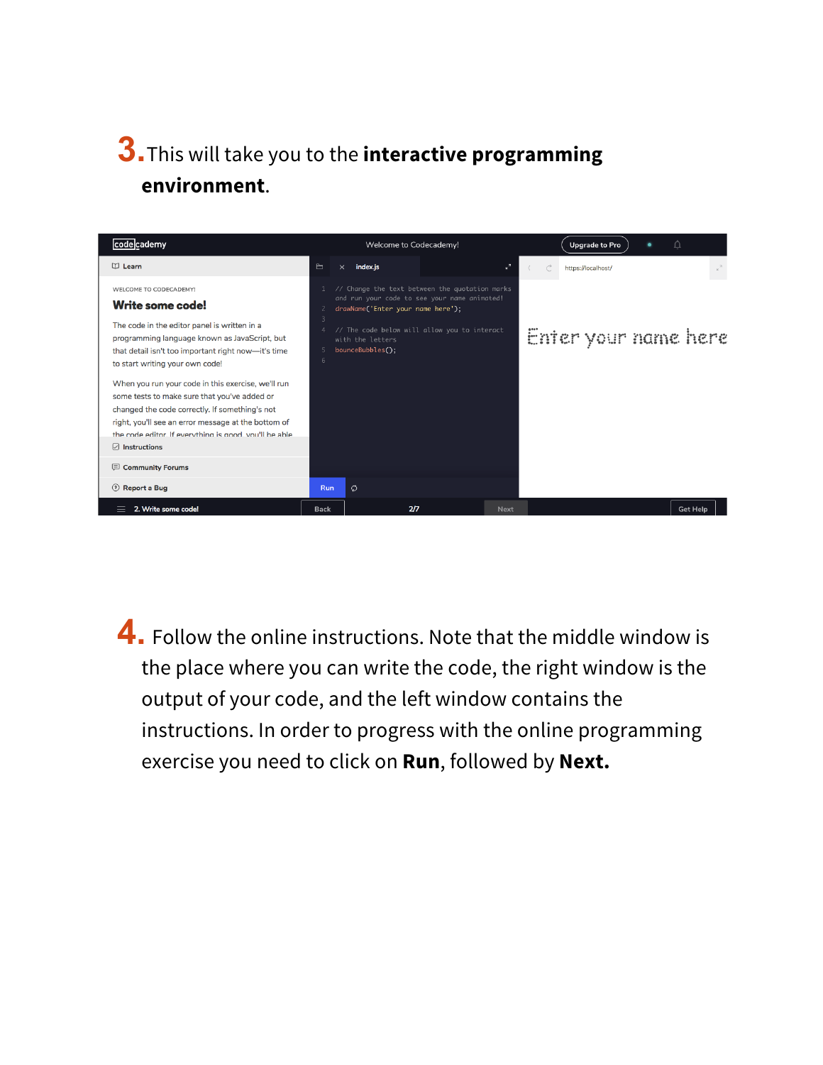3. This will take you to the **interactive programming environment**.

4. Follow the online instructions. Note that the middle window is the place where you can write the code, the right window is the output of your code, and the left window contains the instructions. In order to progress with the online programming exercise you need to click on **Run**, followed by **Next.**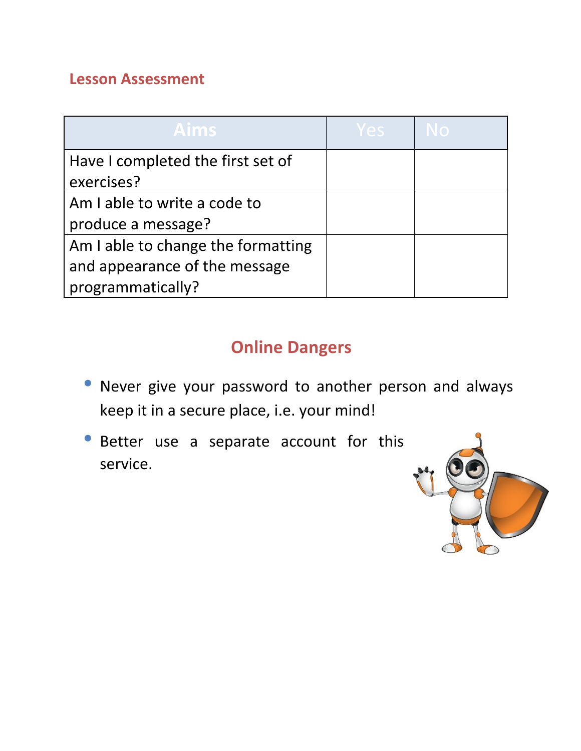## Lesson Assessment

| Aims | Yes | No |
|---|---|---|
| Have I completed the first set of exercises? | | |
| Am I able to write a code to produce a message? | | |
| Am I able to change the formatting and appearance of the message programmatically? | | |

## Online Dangers

- Never give your password to another person and always keep it in a secure place, i.e. your mind!
- Better use a separate account for this service.